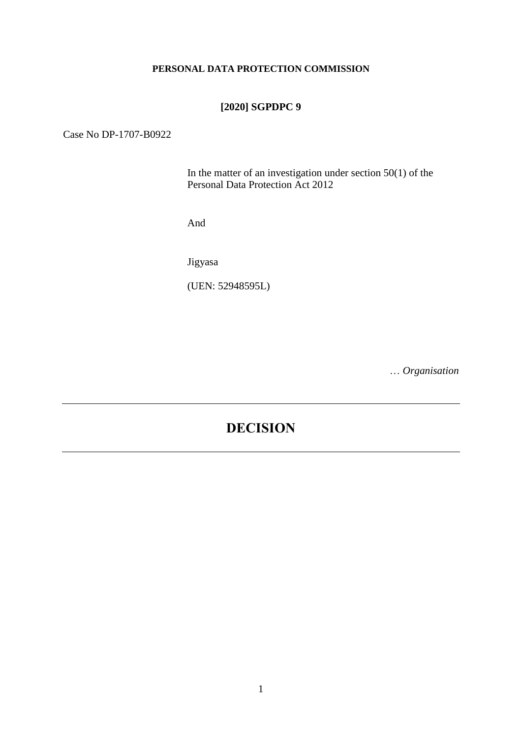**PERSONAL DATA PROTECTION COMMISSION**

**[2020] SGPDPC 9**

Case No DP-1707-B0922

In the matter of an investigation under section 50(1) of the Personal Data Protection Act 2012

And

Jigyasa

(UEN: 52948595L)

… *Organisation*

---

# DECISION

---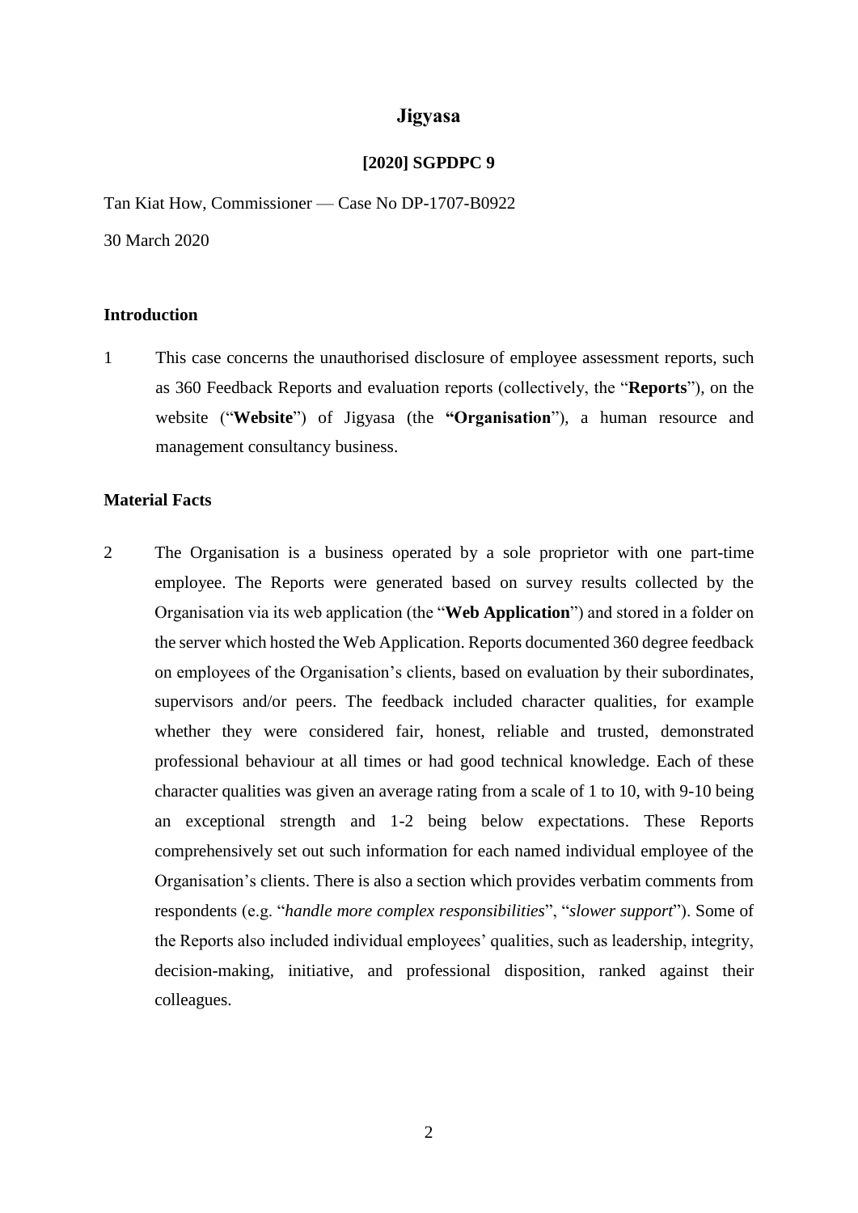# Jigyasa

## [2020] SGPDPC 9

Tan Kiat How, Commissioner — Case No DP-1707-B0922

30 March 2020

### Introduction

1 This case concerns the unauthorised disclosure of employee assessment reports, such as 360 Feedback Reports and evaluation reports (collectively, the "**Reports**"), on the website ("**Website**") of Jigyasa (the **"Organisation**"), a human resource and management consultancy business.

### Material Facts

2 The Organisation is a business operated by a sole proprietor with one part-time employee. The Reports were generated based on survey results collected by the Organisation via its web application (the "**Web Application**") and stored in a folder on the server which hosted the Web Application. Reports documented 360 degree feedback on employees of the Organisation's clients, based on evaluation by their subordinates, supervisors and/or peers. The feedback included character qualities, for example whether they were considered fair, honest, reliable and trusted, demonstrated professional behaviour at all times or had good technical knowledge. Each of these character qualities was given an average rating from a scale of 1 to 10, with 9-10 being an exceptional strength and 1-2 being below expectations. These Reports comprehensively set out such information for each named individual employee of the Organisation's clients. There is also a section which provides verbatim comments from respondents (e.g. "*handle more complex responsibilities*", "*slower support*"). Some of the Reports also included individual employees' qualities, such as leadership, integrity, decision-making, initiative, and professional disposition, ranked against their colleagues.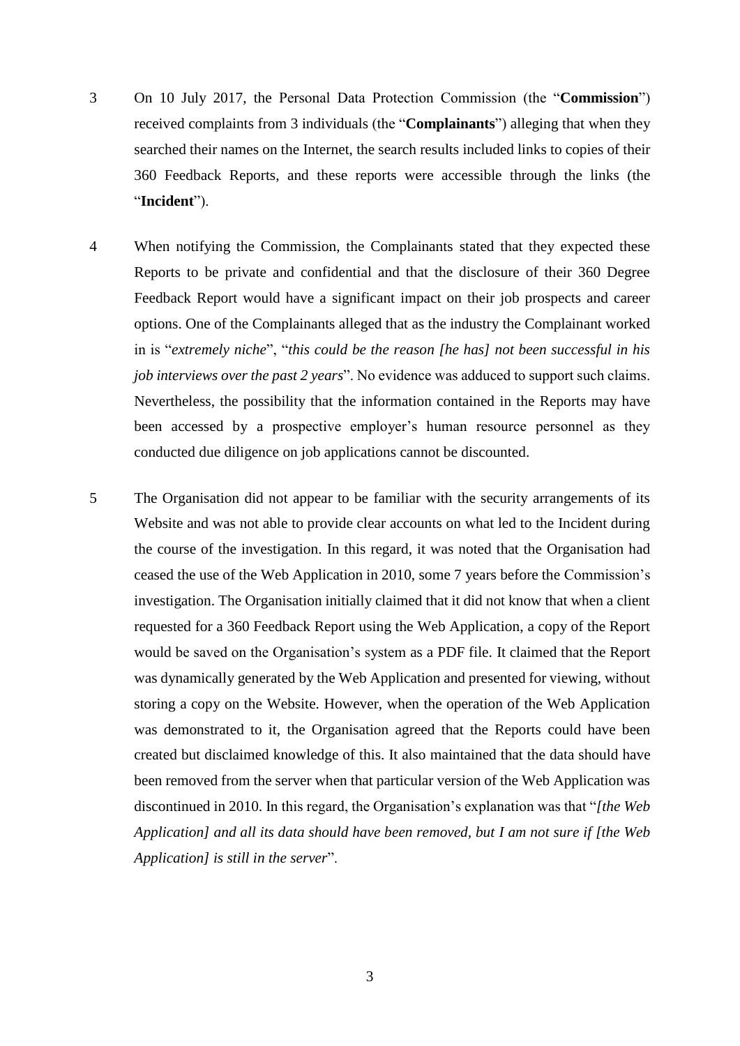3 On 10 July 2017, the Personal Data Protection Commission (the "**Commission**") received complaints from 3 individuals (the "**Complainants**") alleging that when they searched their names on the Internet, the search results included links to copies of their 360 Feedback Reports, and these reports were accessible through the links (the "**Incident**").

4 When notifying the Commission, the Complainants stated that they expected these Reports to be private and confidential and that the disclosure of their 360 Degree Feedback Report would have a significant impact on their job prospects and career options. One of the Complainants alleged that as the industry the Complainant worked in is "*extremely niche*", "*this could be the reason [he has] not been successful in his job interviews over the past 2 years*". No evidence was adduced to support such claims. Nevertheless, the possibility that the information contained in the Reports may have been accessed by a prospective employer's human resource personnel as they conducted due diligence on job applications cannot be discounted.

5 The Organisation did not appear to be familiar with the security arrangements of its Website and was not able to provide clear accounts on what led to the Incident during the course of the investigation. In this regard, it was noted that the Organisation had ceased the use of the Web Application in 2010, some 7 years before the Commission's investigation. The Organisation initially claimed that it did not know that when a client requested for a 360 Feedback Report using the Web Application, a copy of the Report would be saved on the Organisation's system as a PDF file. It claimed that the Report was dynamically generated by the Web Application and presented for viewing, without storing a copy on the Website. However, when the operation of the Web Application was demonstrated to it, the Organisation agreed that the Reports could have been created but disclaimed knowledge of this. It also maintained that the data should have been removed from the server when that particular version of the Web Application was discontinued in 2010. In this regard, the Organisation's explanation was that "*[the Web Application] and all its data should have been removed, but I am not sure if [the Web Application] is still in the server*".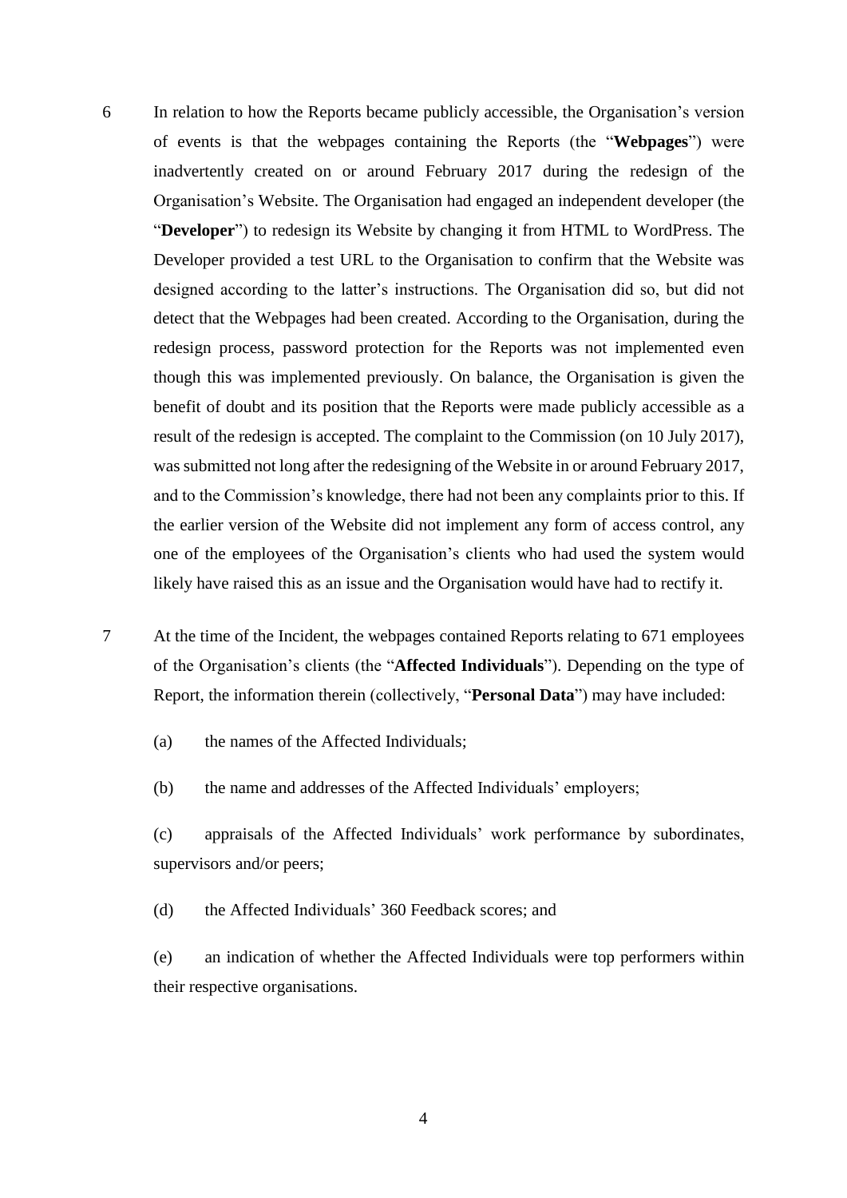6 In relation to how the Reports became publicly accessible, the Organisation's version of events is that the webpages containing the Reports (the "**Webpages**") were inadvertently created on or around February 2017 during the redesign of the Organisation's Website. The Organisation had engaged an independent developer (the "**Developer**") to redesign its Website by changing it from HTML to WordPress. The Developer provided a test URL to the Organisation to confirm that the Website was designed according to the latter's instructions. The Organisation did so, but did not detect that the Webpages had been created. According to the Organisation, during the redesign process, password protection for the Reports was not implemented even though this was implemented previously. On balance, the Organisation is given the benefit of doubt and its position that the Reports were made publicly accessible as a result of the redesign is accepted. The complaint to the Commission (on 10 July 2017), was submitted not long after the redesigning of the Website in or around February 2017, and to the Commission's knowledge, there had not been any complaints prior to this. If the earlier version of the Website did not implement any form of access control, any one of the employees of the Organisation's clients who had used the system would likely have raised this as an issue and the Organisation would have had to rectify it.

7 At the time of the Incident, the webpages contained Reports relating to 671 employees of the Organisation's clients (the "**Affected Individuals**"). Depending on the type of Report, the information therein (collectively, "**Personal Data**") may have included:

(a) the names of the Affected Individuals;

(b) the name and addresses of the Affected Individuals' employers;

(c) appraisals of the Affected Individuals' work performance by subordinates, supervisors and/or peers;

(d) the Affected Individuals' 360 Feedback scores; and

(e) an indication of whether the Affected Individuals were top performers within their respective organisations.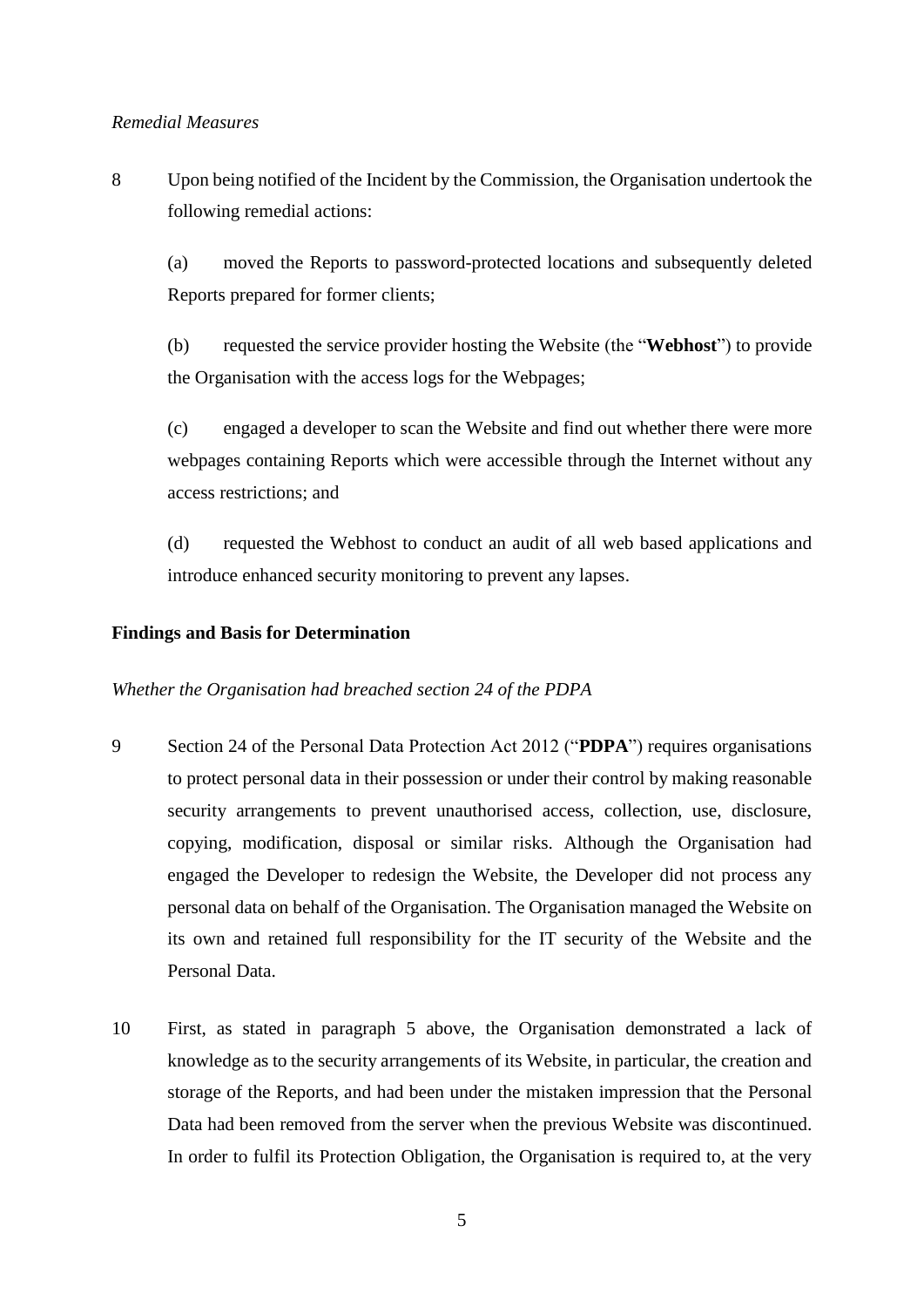*Remedial Measures*

8 Upon being notified of the Incident by the Commission, the Organisation undertook the following remedial actions:

(a) moved the Reports to password-protected locations and subsequently deleted Reports prepared for former clients;

(b) requested the service provider hosting the Website (the "**Webhost**") to provide the Organisation with the access logs for the Webpages;

(c) engaged a developer to scan the Website and find out whether there were more webpages containing Reports which were accessible through the Internet without any access restrictions; and

(d) requested the Webhost to conduct an audit of all web based applications and introduce enhanced security monitoring to prevent any lapses.

**Findings and Basis for Determination**

*Whether the Organisation had breached section 24 of the PDPA*

9 Section 24 of the Personal Data Protection Act 2012 ("**PDPA**") requires organisations to protect personal data in their possession or under their control by making reasonable security arrangements to prevent unauthorised access, collection, use, disclosure, copying, modification, disposal or similar risks. Although the Organisation had engaged the Developer to redesign the Website, the Developer did not process any personal data on behalf of the Organisation. The Organisation managed the Website on its own and retained full responsibility for the IT security of the Website and the Personal Data.

10 First, as stated in paragraph 5 above, the Organisation demonstrated a lack of knowledge as to the security arrangements of its Website, in particular, the creation and storage of the Reports, and had been under the mistaken impression that the Personal Data had been removed from the server when the previous Website was discontinued. In order to fulfil its Protection Obligation, the Organisation is required to, at the very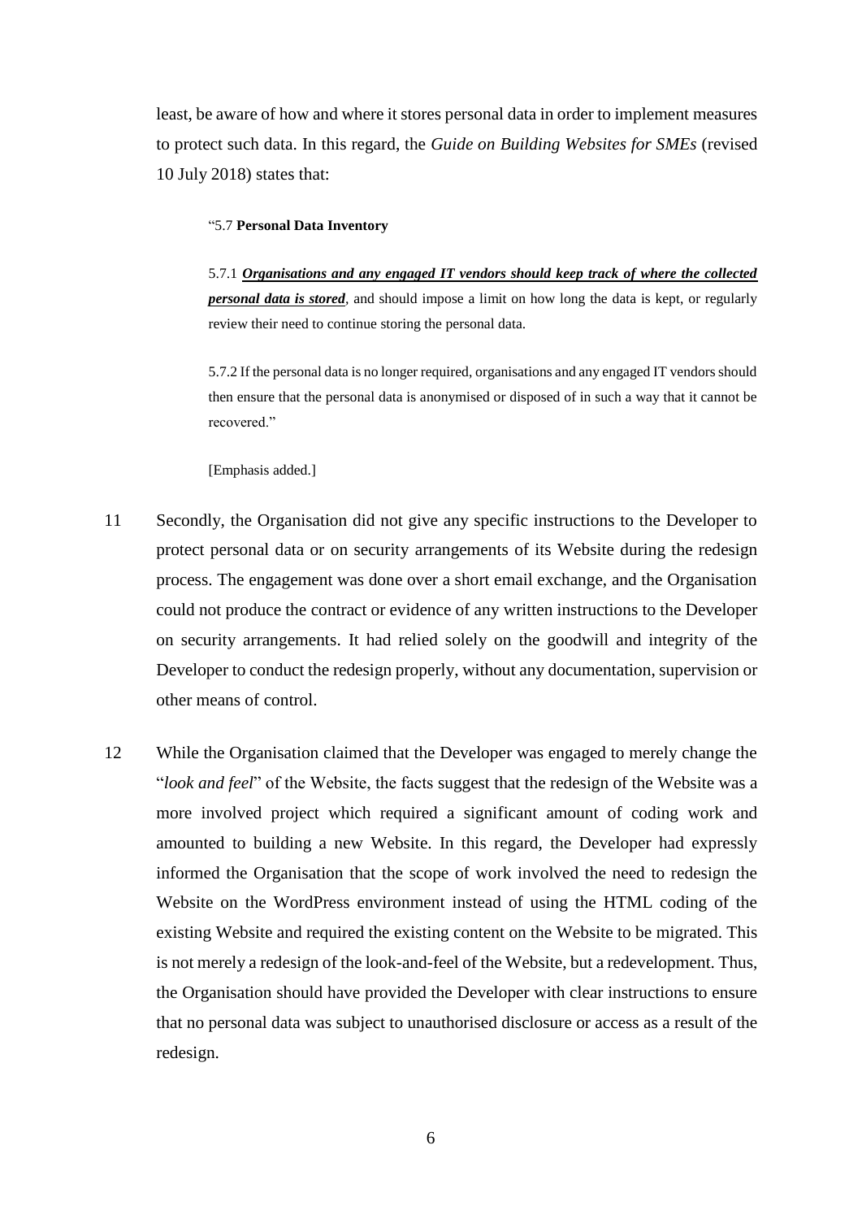least, be aware of how and where it stores personal data in order to implement measures to protect such data. In this regard, the *Guide on Building Websites for SMEs* (revised 10 July 2018) states that:

> "5.7 **Personal Data Inventory**
>
> 5.7.1 ***Organisations and any engaged IT vendors should keep track of where the collected personal data is stored***, and should impose a limit on how long the data is kept, or regularly review their need to continue storing the personal data.
>
> 5.7.2 If the personal data is no longer required, organisations and any engaged IT vendors should then ensure that the personal data is anonymised or disposed of in such a way that it cannot be recovered."
>
> [Emphasis added.]

11 Secondly, the Organisation did not give any specific instructions to the Developer to protect personal data or on security arrangements of its Website during the redesign process. The engagement was done over a short email exchange, and the Organisation could not produce the contract or evidence of any written instructions to the Developer on security arrangements. It had relied solely on the goodwill and integrity of the Developer to conduct the redesign properly, without any documentation, supervision or other means of control.

12 While the Organisation claimed that the Developer was engaged to merely change the "*look and feel*" of the Website, the facts suggest that the redesign of the Website was a more involved project which required a significant amount of coding work and amounted to building a new Website. In this regard, the Developer had expressly informed the Organisation that the scope of work involved the need to redesign the Website on the WordPress environment instead of using the HTML coding of the existing Website and required the existing content on the Website to be migrated. This is not merely a redesign of the look-and-feel of the Website, but a redevelopment. Thus, the Organisation should have provided the Developer with clear instructions to ensure that no personal data was subject to unauthorised disclosure or access as a result of the redesign.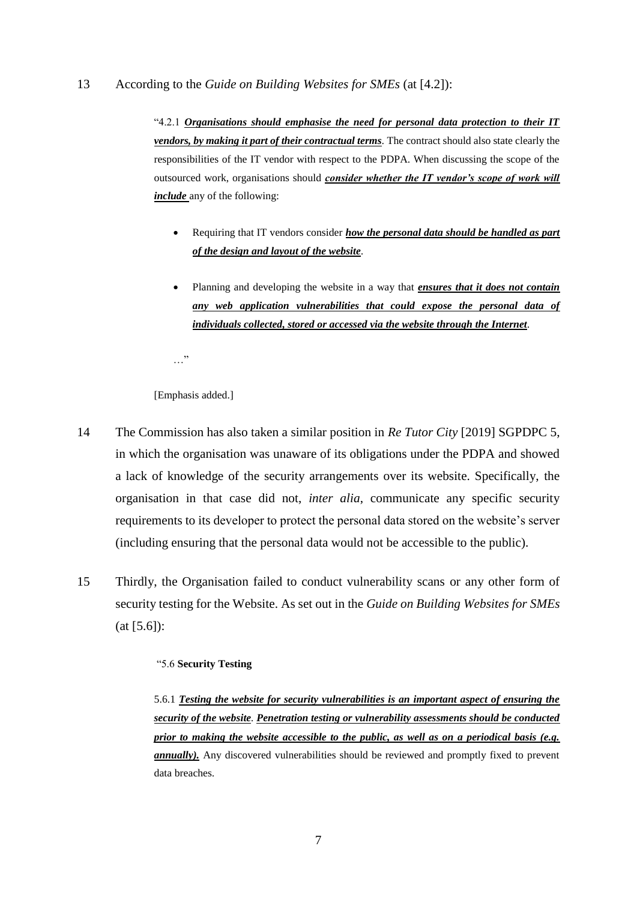13 According to the *Guide on Building Websites for SMEs* (at [4.2]):

> "4.2.1 ***Organisations should emphasise the need for personal data protection to their IT vendors, by making it part of their contractual terms***. The contract should also state clearly the responsibilities of the IT vendor with respect to the PDPA. When discussing the scope of the outsourced work, organisations should ***consider whether the IT vendor's scope of work will include*** any of the following:
>
> - Requiring that IT vendors consider ***how the personal data should be handled as part of the design and layout of the website***.
> - Planning and developing the website in a way that ***ensures that it does not contain any web application vulnerabilities that could expose the personal data of individuals collected, stored or accessed via the website through the Internet***.
>
> …"
>
> [Emphasis added.]

14 The Commission has also taken a similar position in *Re Tutor City* [2019] SGPDPC 5, in which the organisation was unaware of its obligations under the PDPA and showed a lack of knowledge of the security arrangements over its website. Specifically, the organisation in that case did not, *inter alia*, communicate any specific security requirements to its developer to protect the personal data stored on the website's server (including ensuring that the personal data would not be accessible to the public).

15 Thirdly, the Organisation failed to conduct vulnerability scans or any other form of security testing for the Website. As set out in the *Guide on Building Websites for SMEs* (at [5.6]):

> "5.6 **Security Testing**
>
> 5.6.1 ***Testing the website for security vulnerabilities is an important aspect of ensuring the security of the website***. ***Penetration testing or vulnerability assessments should be conducted prior to making the website accessible to the public, as well as on a periodical basis (e.g. annually).*** Any discovered vulnerabilities should be reviewed and promptly fixed to prevent data breaches.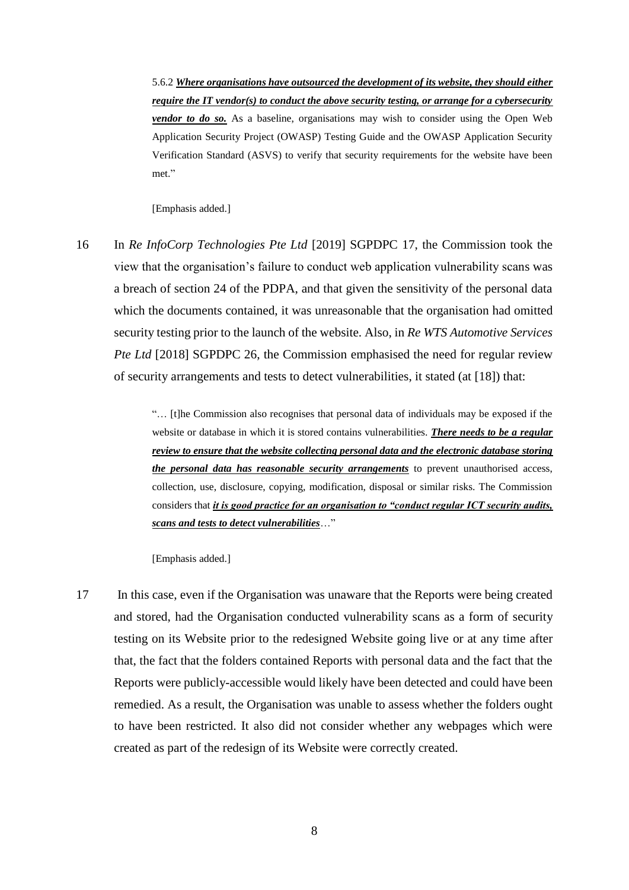> 5.6.2 ***Where organisations have outsourced the development of its website, they should either require the IT vendor(s) to conduct the above security testing, or arrange for a cybersecurity vendor to do so.*** As a baseline, organisations may wish to consider using the Open Web Application Security Project (OWASP) Testing Guide and the OWASP Application Security Verification Standard (ASVS) to verify that security requirements for the website have been met."
>
> [Emphasis added.]

16 In *Re InfoCorp Technologies Pte Ltd* [2019] SGPDPC 17, the Commission took the view that the organisation's failure to conduct web application vulnerability scans was a breach of section 24 of the PDPA, and that given the sensitivity of the personal data which the documents contained, it was unreasonable that the organisation had omitted security testing prior to the launch of the website. Also, in *Re WTS Automotive Services Pte Ltd* [2018] SGPDPC 26, the Commission emphasised the need for regular review of security arrangements and tests to detect vulnerabilities, it stated (at [18]) that:

> "… [t]he Commission also recognises that personal data of individuals may be exposed if the website or database in which it is stored contains vulnerabilities. ***There needs to be a regular review to ensure that the website collecting personal data and the electronic database storing the personal data has reasonable security arrangements*** to prevent unauthorised access, collection, use, disclosure, copying, modification, disposal or similar risks. The Commission considers that ***it is good practice for an organisation to "conduct regular ICT security audits, scans and tests to detect vulnerabilities***…"
>
> [Emphasis added.]

17 In this case, even if the Organisation was unaware that the Reports were being created and stored, had the Organisation conducted vulnerability scans as a form of security testing on its Website prior to the redesigned Website going live or at any time after that, the fact that the folders contained Reports with personal data and the fact that the Reports were publicly-accessible would likely have been detected and could have been remedied. As a result, the Organisation was unable to assess whether the folders ought to have been restricted. It also did not consider whether any webpages which were created as part of the redesign of its Website were correctly created.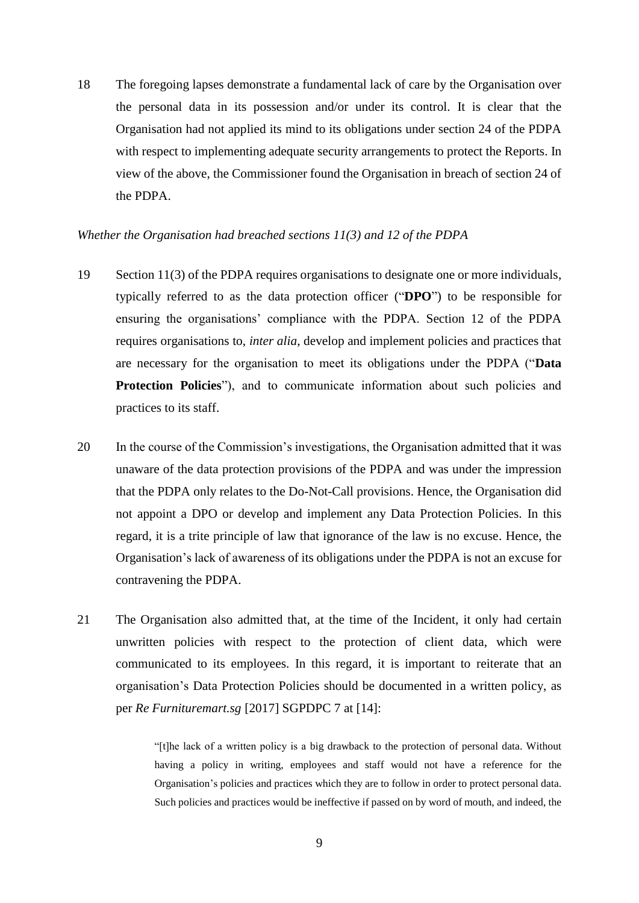18 The foregoing lapses demonstrate a fundamental lack of care by the Organisation over the personal data in its possession and/or under its control. It is clear that the Organisation had not applied its mind to its obligations under section 24 of the PDPA with respect to implementing adequate security arrangements to protect the Reports. In view of the above, the Commissioner found the Organisation in breach of section 24 of the PDPA.

*Whether the Organisation had breached sections 11(3) and 12 of the PDPA*

19 Section 11(3) of the PDPA requires organisations to designate one or more individuals, typically referred to as the data protection officer ("**DPO**") to be responsible for ensuring the organisations' compliance with the PDPA. Section 12 of the PDPA requires organisations to, *inter alia*, develop and implement policies and practices that are necessary for the organisation to meet its obligations under the PDPA ("**Data Protection Policies**"), and to communicate information about such policies and practices to its staff.

20 In the course of the Commission's investigations, the Organisation admitted that it was unaware of the data protection provisions of the PDPA and was under the impression that the PDPA only relates to the Do-Not-Call provisions. Hence, the Organisation did not appoint a DPO or develop and implement any Data Protection Policies. In this regard, it is a trite principle of law that ignorance of the law is no excuse. Hence, the Organisation's lack of awareness of its obligations under the PDPA is not an excuse for contravening the PDPA.

21 The Organisation also admitted that, at the time of the Incident, it only had certain unwritten policies with respect to the protection of client data, which were communicated to its employees. In this regard, it is important to reiterate that an organisation's Data Protection Policies should be documented in a written policy, as per *Re Furnituremart.sg* [2017] SGPDPC 7 at [14]:

> "[t]he lack of a written policy is a big drawback to the protection of personal data. Without having a policy in writing, employees and staff would not have a reference for the Organisation's policies and practices which they are to follow in order to protect personal data. Such policies and practices would be ineffective if passed on by word of mouth, and indeed, the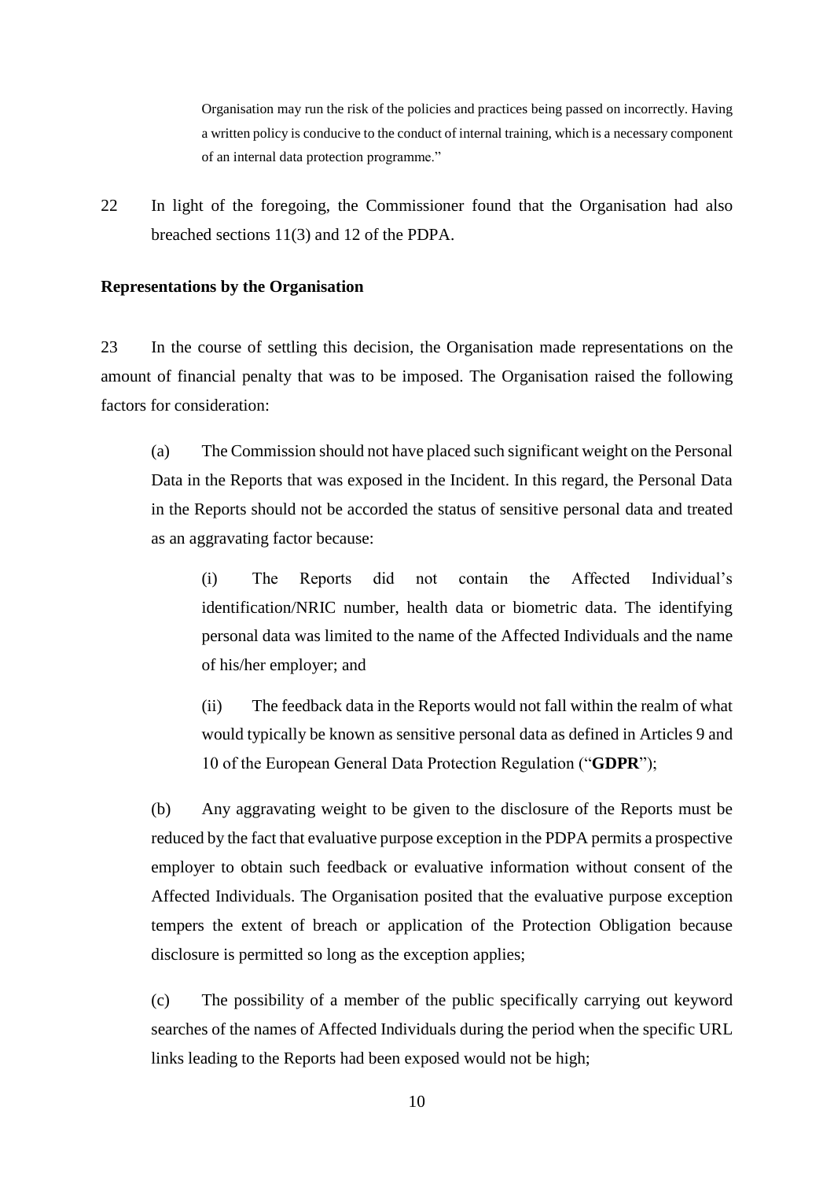> Organisation may run the risk of the policies and practices being passed on incorrectly. Having a written policy is conducive to the conduct of internal training, which is a necessary component of an internal data protection programme."

22 In light of the foregoing, the Commissioner found that the Organisation had also breached sections 11(3) and 12 of the PDPA.

**Representations by the Organisation**

23 In the course of settling this decision, the Organisation made representations on the amount of financial penalty that was to be imposed. The Organisation raised the following factors for consideration:

(a) The Commission should not have placed such significant weight on the Personal Data in the Reports that was exposed in the Incident. In this regard, the Personal Data in the Reports should not be accorded the status of sensitive personal data and treated as an aggravating factor because:

(i) The Reports did not contain the Affected Individual's identification/NRIC number, health data or biometric data. The identifying personal data was limited to the name of the Affected Individuals and the name of his/her employer; and

(ii) The feedback data in the Reports would not fall within the realm of what would typically be known as sensitive personal data as defined in Articles 9 and 10 of the European General Data Protection Regulation ("**GDPR**");

(b) Any aggravating weight to be given to the disclosure of the Reports must be reduced by the fact that evaluative purpose exception in the PDPA permits a prospective employer to obtain such feedback or evaluative information without consent of the Affected Individuals. The Organisation posited that the evaluative purpose exception tempers the extent of breach or application of the Protection Obligation because disclosure is permitted so long as the exception applies;

(c) The possibility of a member of the public specifically carrying out keyword searches of the names of Affected Individuals during the period when the specific URL links leading to the Reports had been exposed would not be high;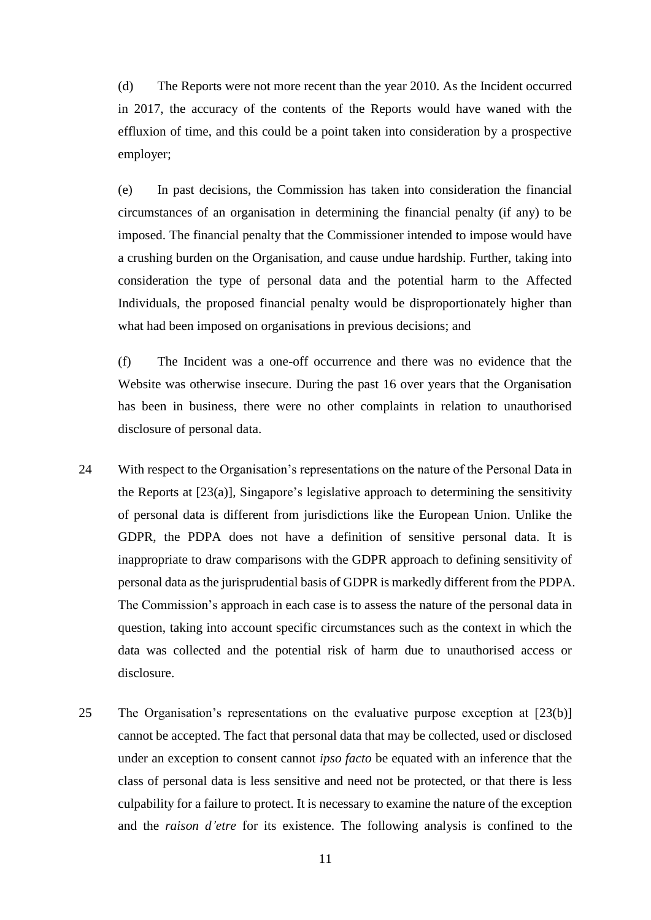(d) The Reports were not more recent than the year 2010. As the Incident occurred in 2017, the accuracy of the contents of the Reports would have waned with the effluxion of time, and this could be a point taken into consideration by a prospective employer;

(e) In past decisions, the Commission has taken into consideration the financial circumstances of an organisation in determining the financial penalty (if any) to be imposed. The financial penalty that the Commissioner intended to impose would have a crushing burden on the Organisation, and cause undue hardship. Further, taking into consideration the type of personal data and the potential harm to the Affected Individuals, the proposed financial penalty would be disproportionately higher than what had been imposed on organisations in previous decisions; and

(f) The Incident was a one-off occurrence and there was no evidence that the Website was otherwise insecure. During the past 16 over years that the Organisation has been in business, there were no other complaints in relation to unauthorised disclosure of personal data.

24 With respect to the Organisation's representations on the nature of the Personal Data in the Reports at [23(a)], Singapore's legislative approach to determining the sensitivity of personal data is different from jurisdictions like the European Union. Unlike the GDPR, the PDPA does not have a definition of sensitive personal data. It is inappropriate to draw comparisons with the GDPR approach to defining sensitivity of personal data as the jurisprudential basis of GDPR is markedly different from the PDPA. The Commission's approach in each case is to assess the nature of the personal data in question, taking into account specific circumstances such as the context in which the data was collected and the potential risk of harm due to unauthorised access or disclosure.

25 The Organisation's representations on the evaluative purpose exception at [23(b)] cannot be accepted. The fact that personal data that may be collected, used or disclosed under an exception to consent cannot *ipso facto* be equated with an inference that the class of personal data is less sensitive and need not be protected, or that there is less culpability for a failure to protect. It is necessary to examine the nature of the exception and the *raison d'etre* for its existence. The following analysis is confined to the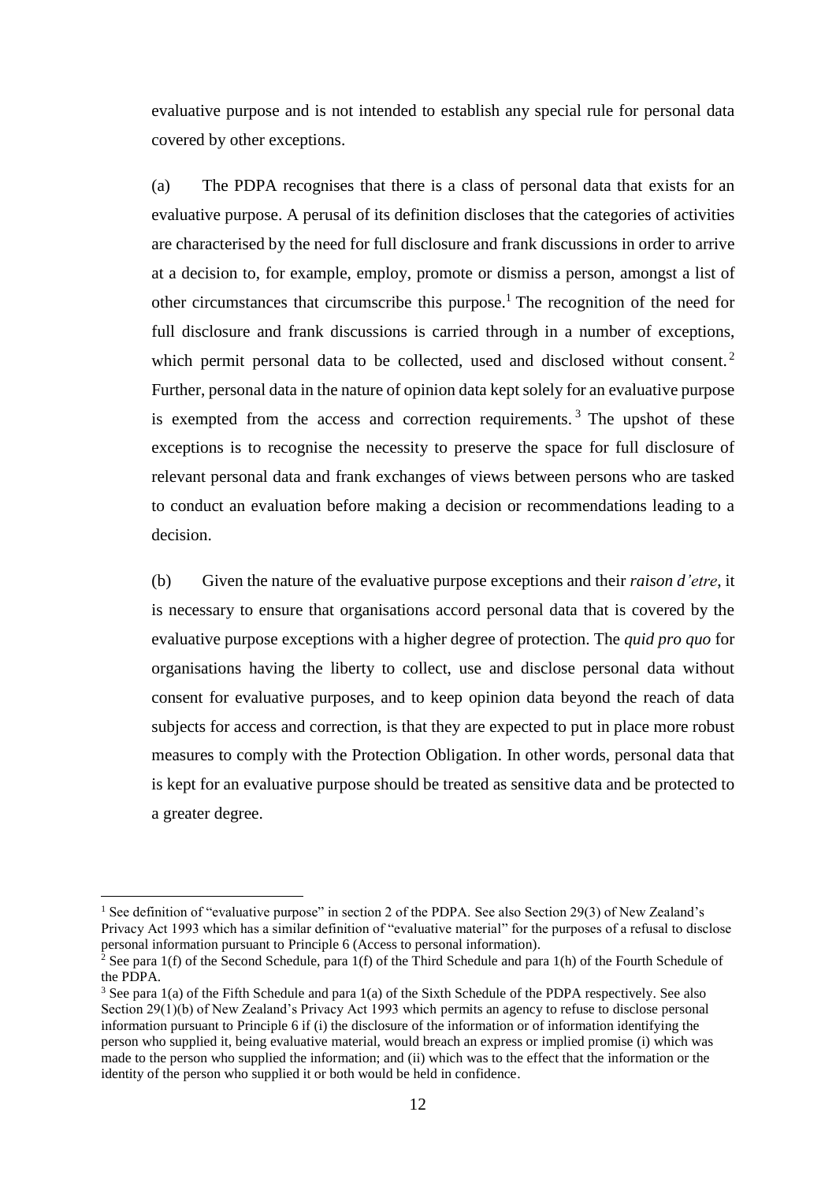evaluative purpose and is not intended to establish any special rule for personal data covered by other exceptions.

(a) The PDPA recognises that there is a class of personal data that exists for an evaluative purpose. A perusal of its definition discloses that the categories of activities are characterised by the need for full disclosure and frank discussions in order to arrive at a decision to, for example, employ, promote or dismiss a person, amongst a list of other circumstances that circumscribe this purpose.[1] The recognition of the need for full disclosure and frank discussions is carried through in a number of exceptions, which permit personal data to be collected, used and disclosed without consent.[2] Further, personal data in the nature of opinion data kept solely for an evaluative purpose is exempted from the access and correction requirements.[3] The upshot of these exceptions is to recognise the necessity to preserve the space for full disclosure of relevant personal data and frank exchanges of views between persons who are tasked to conduct an evaluation before making a decision or recommendations leading to a decision.

(b) Given the nature of the evaluative purpose exceptions and their *raison d'etre*, it is necessary to ensure that organisations accord personal data that is covered by the evaluative purpose exceptions with a higher degree of protection. The *quid pro quo* for organisations having the liberty to collect, use and disclose personal data without consent for evaluative purposes, and to keep opinion data beyond the reach of data subjects for access and correction, is that they are expected to put in place more robust measures to comply with the Protection Obligation. In other words, personal data that is kept for an evaluative purpose should be treated as sensitive data and be protected to a greater degree.

---

[1] See definition of "evaluative purpose" in section 2 of the PDPA. See also Section 29(3) of New Zealand's Privacy Act 1993 which has a similar definition of "evaluative material" for the purposes of a refusal to disclose personal information pursuant to Principle 6 (Access to personal information).

[2] See para 1(f) of the Second Schedule, para 1(f) of the Third Schedule and para 1(h) of the Fourth Schedule of the PDPA.

[3] See para 1(a) of the Fifth Schedule and para 1(a) of the Sixth Schedule of the PDPA respectively. See also Section 29(1)(b) of New Zealand's Privacy Act 1993 which permits an agency to refuse to disclose personal information pursuant to Principle 6 if (i) the disclosure of the information or of information identifying the person who supplied it, being evaluative material, would breach an express or implied promise (i) which was made to the person who supplied the information; and (ii) which was to the effect that the information or the identity of the person who supplied it or both would be held in confidence.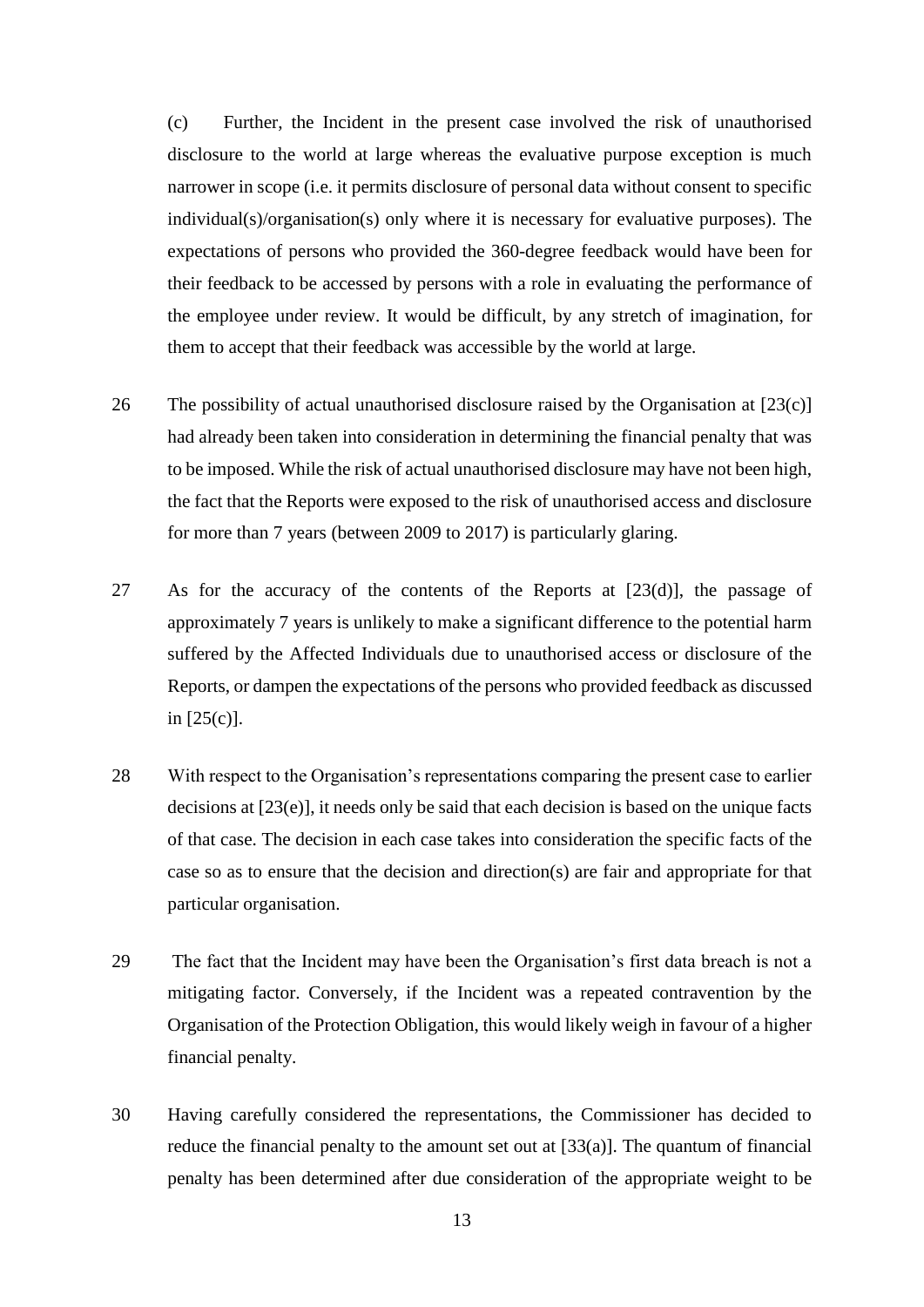(c) Further, the Incident in the present case involved the risk of unauthorised disclosure to the world at large whereas the evaluative purpose exception is much narrower in scope (i.e. it permits disclosure of personal data without consent to specific individual(s)/organisation(s) only where it is necessary for evaluative purposes). The expectations of persons who provided the 360-degree feedback would have been for their feedback to be accessed by persons with a role in evaluating the performance of the employee under review. It would be difficult, by any stretch of imagination, for them to accept that their feedback was accessible by the world at large.

26 The possibility of actual unauthorised disclosure raised by the Organisation at [23(c)] had already been taken into consideration in determining the financial penalty that was to be imposed. While the risk of actual unauthorised disclosure may have not been high, the fact that the Reports were exposed to the risk of unauthorised access and disclosure for more than 7 years (between 2009 to 2017) is particularly glaring.

27 As for the accuracy of the contents of the Reports at [23(d)], the passage of approximately 7 years is unlikely to make a significant difference to the potential harm suffered by the Affected Individuals due to unauthorised access or disclosure of the Reports, or dampen the expectations of the persons who provided feedback as discussed in [25(c)].

28 With respect to the Organisation's representations comparing the present case to earlier decisions at [23(e)], it needs only be said that each decision is based on the unique facts of that case. The decision in each case takes into consideration the specific facts of the case so as to ensure that the decision and direction(s) are fair and appropriate for that particular organisation.

29 The fact that the Incident may have been the Organisation's first data breach is not a mitigating factor. Conversely, if the Incident was a repeated contravention by the Organisation of the Protection Obligation, this would likely weigh in favour of a higher financial penalty.

30 Having carefully considered the representations, the Commissioner has decided to reduce the financial penalty to the amount set out at [33(a)]. The quantum of financial penalty has been determined after due consideration of the appropriate weight to be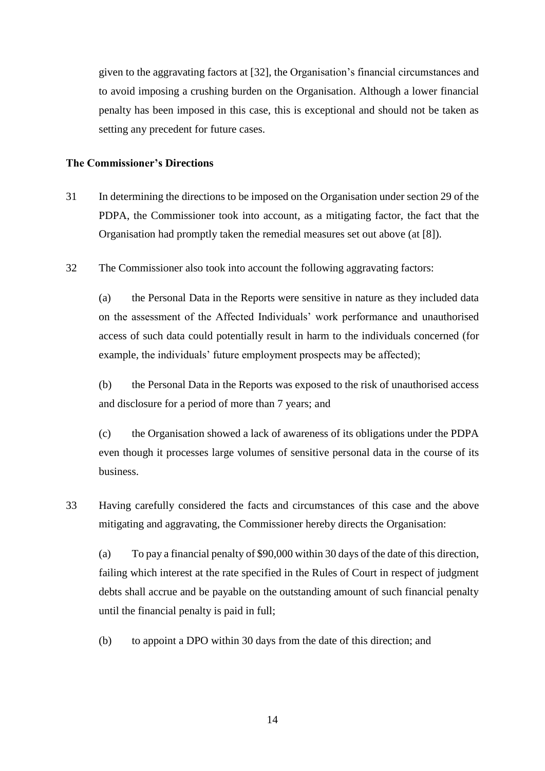given to the aggravating factors at [32], the Organisation's financial circumstances and to avoid imposing a crushing burden on the Organisation. Although a lower financial penalty has been imposed in this case, this is exceptional and should not be taken as setting any precedent for future cases.

**The Commissioner's Directions**

31 In determining the directions to be imposed on the Organisation under section 29 of the PDPA, the Commissioner took into account, as a mitigating factor, the fact that the Organisation had promptly taken the remedial measures set out above (at [8]).

32 The Commissioner also took into account the following aggravating factors:

(a) the Personal Data in the Reports were sensitive in nature as they included data on the assessment of the Affected Individuals' work performance and unauthorised access of such data could potentially result in harm to the individuals concerned (for example, the individuals' future employment prospects may be affected);

(b) the Personal Data in the Reports was exposed to the risk of unauthorised access and disclosure for a period of more than 7 years; and

(c) the Organisation showed a lack of awareness of its obligations under the PDPA even though it processes large volumes of sensitive personal data in the course of its business.

33 Having carefully considered the facts and circumstances of this case and the above mitigating and aggravating, the Commissioner hereby directs the Organisation:

(a) To pay a financial penalty of $90,000 within 30 days of the date of this direction, failing which interest at the rate specified in the Rules of Court in respect of judgment debts shall accrue and be payable on the outstanding amount of such financial penalty until the financial penalty is paid in full;

(b) to appoint a DPO within 30 days from the date of this direction; and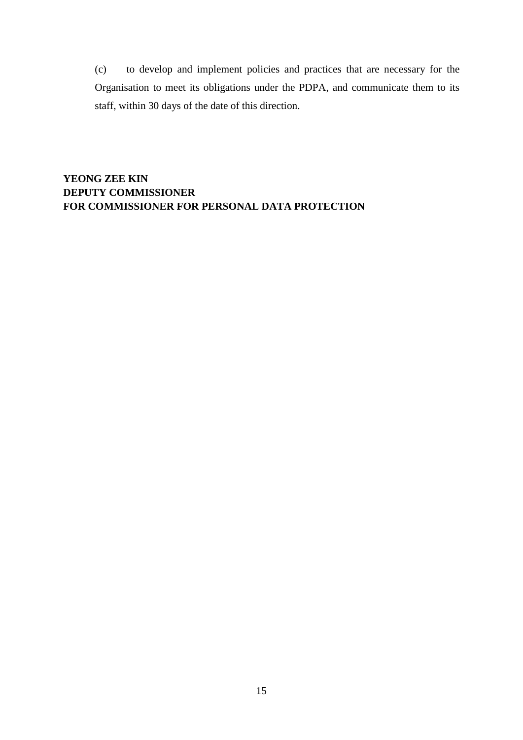(c) to develop and implement policies and practices that are necessary for the Organisation to meet its obligations under the PDPA, and communicate them to its staff, within 30 days of the date of this direction.

**YEONG ZEE KIN**
**DEPUTY COMMISSIONER**
**FOR COMMISSIONER FOR PERSONAL DATA PROTECTION**